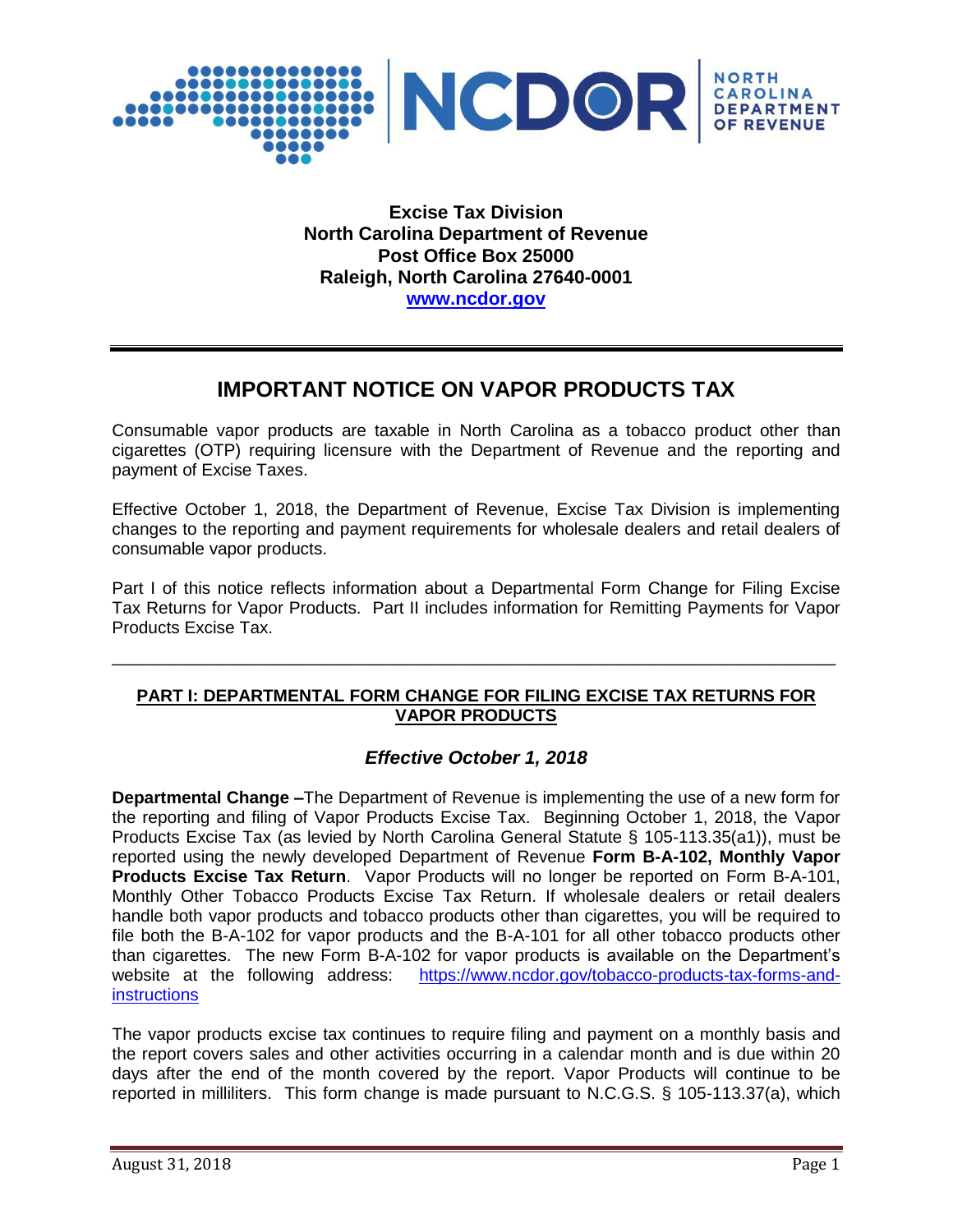**Excise Tax Division**
**North Carolina Department of Revenue**
**Post Office Box 25000**
**Raleigh, North Carolina 27640-0001**
**[www.ncdor.gov](http://www.ncdor.gov)**

---

# IMPORTANT NOTICE ON VAPOR PRODUCTS TAX

Consumable vapor products are taxable in North Carolina as a tobacco product other than cigarettes (OTP) requiring licensure with the Department of Revenue and the reporting and payment of Excise Taxes.

Effective October 1, 2018, the Department of Revenue, Excise Tax Division is implementing changes to the reporting and payment requirements for wholesale dealers and retail dealers of consumable vapor products.

Part I of this notice reflects information about a Departmental Form Change for Filing Excise Tax Returns for Vapor Products. Part II includes information for Remitting Payments for Vapor Products Excise Tax.

---

## PART I: DEPARTMENTAL FORM CHANGE FOR FILING EXCISE TAX RETURNS FOR VAPOR PRODUCTS

### *Effective October 1, 2018*

**Departmental Change –** The Department of Revenue is implementing the use of a new form for the reporting and filing of Vapor Products Excise Tax. Beginning October 1, 2018, the Vapor Products Excise Tax (as levied by North Carolina General Statute § 105-113.35(a1)), must be reported using the newly developed Department of Revenue **Form B-A-102, Monthly Vapor Products Excise Tax Return**. Vapor Products will no longer be reported on Form B-A-101, Monthly Other Tobacco Products Excise Tax Return. If wholesale dealers or retail dealers handle both vapor products and tobacco products other than cigarettes, you will be required to file both the B-A-102 for vapor products and the B-A-101 for all other tobacco products other than cigarettes. The new Form B-A-102 for vapor products is available on the Department's website at the following address: [https://www.ncdor.gov/tobacco-products-tax-forms-and-instructions](https://www.ncdor.gov/tobacco-products-tax-forms-and-instructions)

The vapor products excise tax continues to require filing and payment on a monthly basis and the report covers sales and other activities occurring in a calendar month and is due within 20 days after the end of the month covered by the report. Vapor Products will continue to be reported in milliliters. This form change is made pursuant to N.C.G.S. § 105-113.37(a), which

August 31, 2018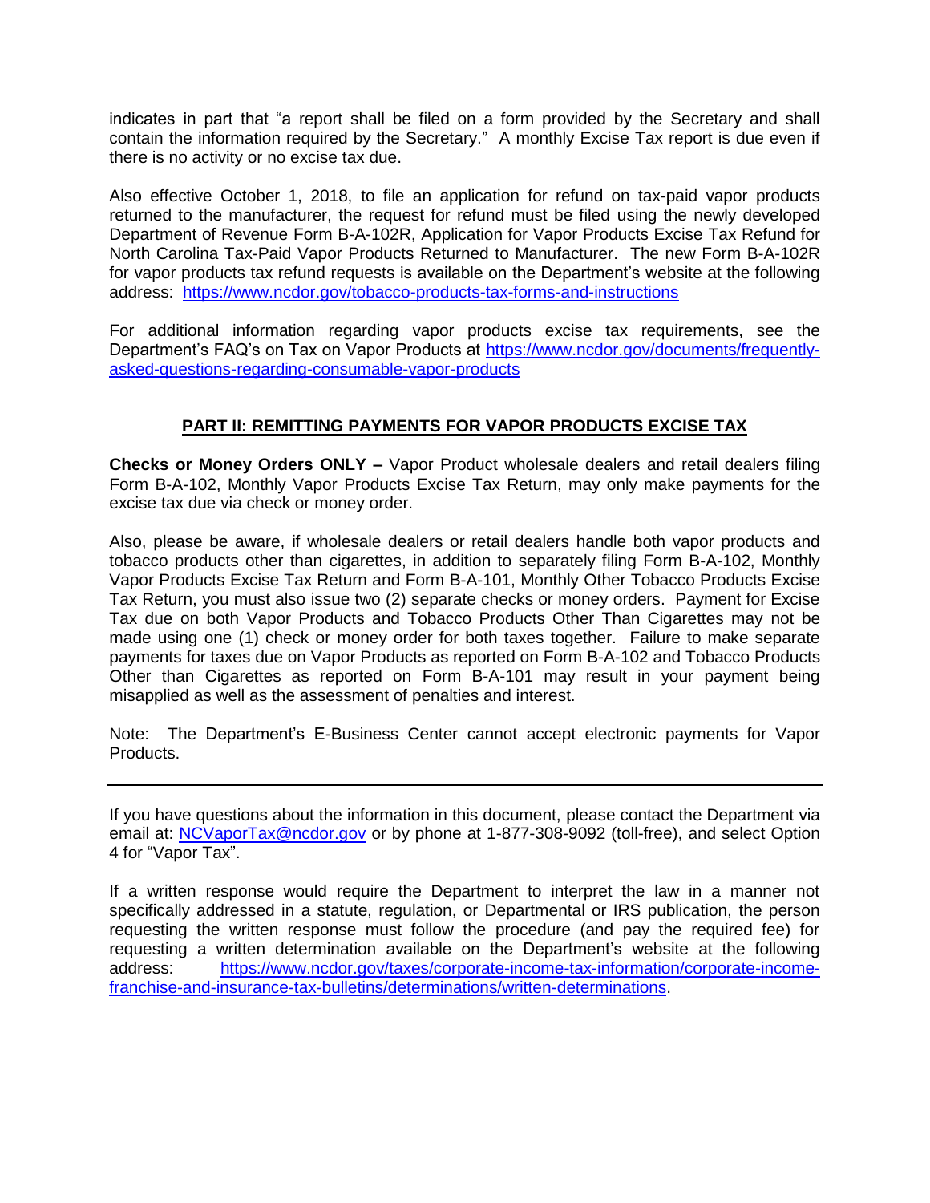indicates in part that "a report shall be filed on a form provided by the Secretary and shall contain the information required by the Secretary." A monthly Excise Tax report is due even if there is no activity or no excise tax due.

Also effective October 1, 2018, to file an application for refund on tax-paid vapor products returned to the manufacturer, the request for refund must be filed using the newly developed Department of Revenue Form B-A-102R, Application for Vapor Products Excise Tax Refund for North Carolina Tax-Paid Vapor Products Returned to Manufacturer. The new Form B-A-102R for vapor products tax refund requests is available on the Department's website at the following address: https://www.ncdor.gov/tobacco-products-tax-forms-and-instructions

For additional information regarding vapor products excise tax requirements, see the Department's FAQ's on Tax on Vapor Products at https://www.ncdor.gov/documents/frequently-asked-questions-regarding-consumable-vapor-products

## PART II: REMITTING PAYMENTS FOR VAPOR PRODUCTS EXCISE TAX

**Checks or Money Orders ONLY –** Vapor Product wholesale dealers and retail dealers filing Form B-A-102, Monthly Vapor Products Excise Tax Return, may only make payments for the excise tax due via check or money order.

Also, please be aware, if wholesale dealers or retail dealers handle both vapor products and tobacco products other than cigarettes, in addition to separately filing Form B-A-102, Monthly Vapor Products Excise Tax Return and Form B-A-101, Monthly Other Tobacco Products Excise Tax Return, you must also issue two (2) separate checks or money orders. Payment for Excise Tax due on both Vapor Products and Tobacco Products Other Than Cigarettes may not be made using one (1) check or money order for both taxes together. Failure to make separate payments for taxes due on Vapor Products as reported on Form B-A-102 and Tobacco Products Other than Cigarettes as reported on Form B-A-101 may result in your payment being misapplied as well as the assessment of penalties and interest.

Note: The Department's E-Business Center cannot accept electronic payments for Vapor Products.

---

If you have questions about the information in this document, please contact the Department via email at: NCVaporTax@ncdor.gov or by phone at 1-877-308-9092 (toll-free), and select Option 4 for "Vapor Tax".

If a written response would require the Department to interpret the law in a manner not specifically addressed in a statute, regulation, or Departmental or IRS publication, the person requesting the written response must follow the procedure (and pay the required fee) for requesting a written determination available on the Department's website at the following address: https://www.ncdor.gov/taxes/corporate-income-tax-information/corporate-income-franchise-and-insurance-tax-bulletins/determinations/written-determinations.